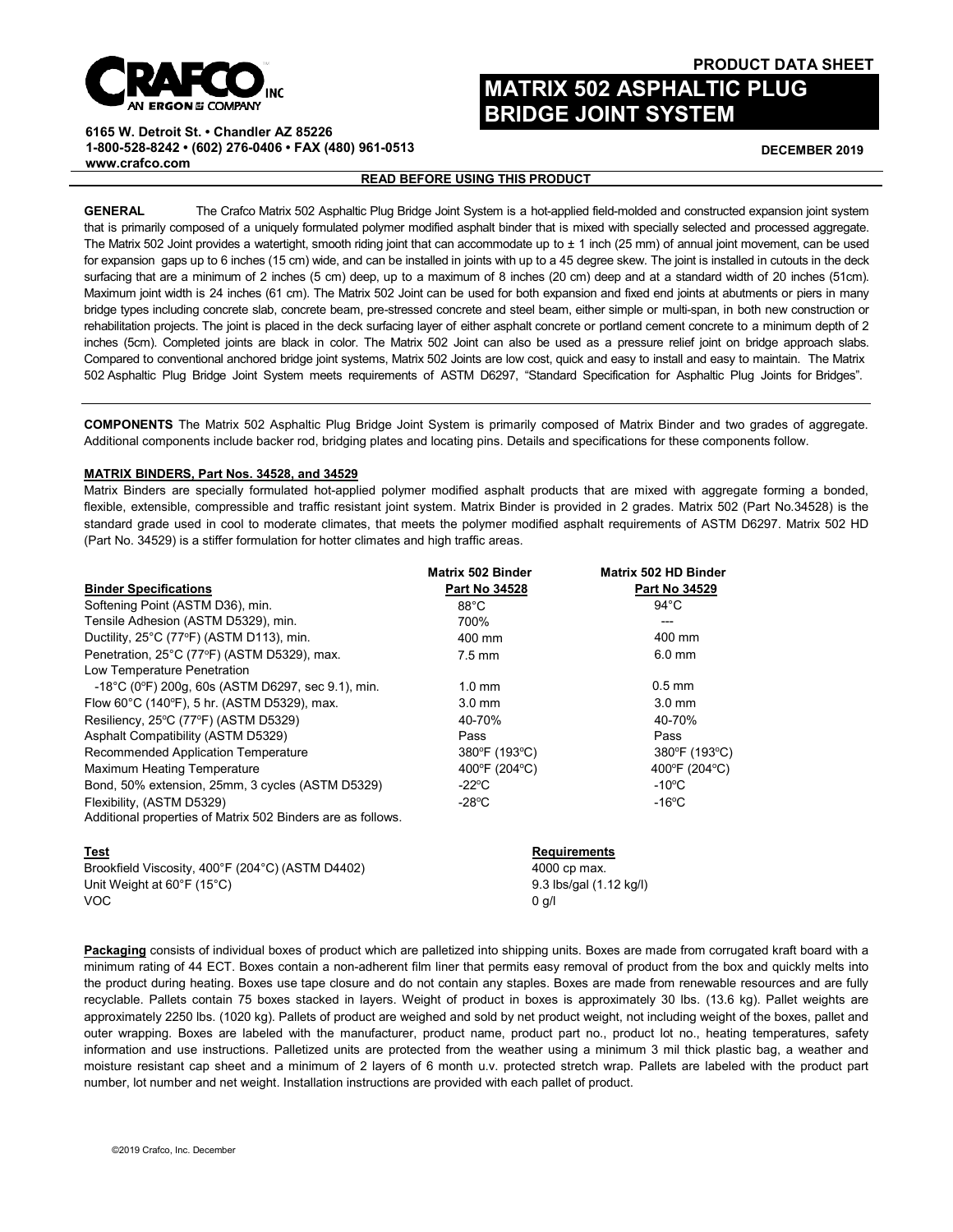**CRAFCO INC**
AN ERGON COMPANY

**6165 W. Detroit St. • Chandler AZ 85226**
**1-800-528-8242 • (602) 276-0406 • FAX (480) 961-0513**
**www.crafco.com**

**PRODUCT DATA SHEET**

# MATRIX 502 ASPHALTIC PLUG BRIDGE JOINT SYSTEM

**DECEMBER 2019**

**READ BEFORE USING THIS PRODUCT**

**GENERAL** The Crafco Matrix 502 Asphaltic Plug Bridge Joint System is a hot-applied field-molded and constructed expansion joint system that is primarily composed of a uniquely formulated polymer modified asphalt binder that is mixed with specially selected and processed aggregate. The Matrix 502 Joint provides a watertight, smooth riding joint that can accommodate up to ± 1 inch (25 mm) of annual joint movement, can be used for expansion gaps up to 6 inches (15 cm) wide, and can be installed in joints with up to a 45 degree skew. The joint is installed in cutouts in the deck surfacing that are a minimum of 2 inches (5 cm) deep, up to a maximum of 8 inches (20 cm) deep and at a standard width of 20 inches (51cm). Maximum joint width is 24 inches (61 cm). The Matrix 502 Joint can be used for both expansion and fixed end joints at abutments or piers in many bridge types including concrete slab, concrete beam, pre-stressed concrete and steel beam, either simple or multi-span, in both new construction or rehabilitation projects. The joint is placed in the deck surfacing layer of either asphalt concrete or portland cement concrete to a minimum depth of 2 inches (5cm). Completed joints are black in color. The Matrix 502 Joint can also be used as a pressure relief joint on bridge approach slabs. Compared to conventional anchored bridge joint systems, Matrix 502 Joints are low cost, quick and easy to install and easy to maintain. The Matrix 502 Asphaltic Plug Bridge Joint System meets requirements of ASTM D6297, "Standard Specification for Asphaltic Plug Joints for Bridges".

---

**COMPONENTS** The Matrix 502 Asphaltic Plug Bridge Joint System is primarily composed of Matrix Binder and two grades of aggregate. Additional components include backer rod, bridging plates and locating pins. Details and specifications for these components follow.

## MATRIX BINDERS, Part Nos. 34528, and 34529

Matrix Binders are specially formulated hot-applied polymer modified asphalt products that are mixed with aggregate forming a bonded, flexible, extensible, compressible and traffic resistant joint system. Matrix Binder is provided in 2 grades. Matrix 502 (Part No.34528) is the standard grade used in cool to moderate climates, that meets the polymer modified asphalt requirements of ASTM D6297. Matrix 502 HD (Part No. 34529) is a stiffer formulation for hotter climates and high traffic areas.

| Binder Specifications | Matrix 502 Binder Part No 34528 | Matrix 502 HD Binder Part No 34529 |
|---|---|---|
| Softening Point (ASTM D36), min. | 88°C | 94°C |
| Tensile Adhesion (ASTM D5329), min. | 700% | --- |
| Ductility, 25°C (77°F) (ASTM D113), min. | 400 mm | 400 mm |
| Penetration, 25°C (77°F) (ASTM D5329), max. | 7.5 mm | 6.0 mm |
| Low Temperature Penetration -18°C (0°F) 200g, 60s (ASTM D6297, sec 9.1), min. | 1.0 mm | 0.5 mm |
| Flow 60°C (140°F), 5 hr. (ASTM D5329), max. | 3.0 mm | 3.0 mm |
| Resiliency, 25°C (77°F) (ASTM D5329) | 40-70% | 40-70% |
| Asphalt Compatibility (ASTM D5329) | Pass | Pass |
| Recommended Application Temperature | 380°F (193°C) | 380°F (193°C) |
| Maximum Heating Temperature | 400°F (204°C) | 400°F (204°C) |
| Bond, 50% extension, 25mm, 3 cycles (ASTM D5329) | -22°C | -10°C |
| Flexibility, (ASTM D5329) | -28°C | -16°C |

Additional properties of Matrix 502 Binders are as follows.

| Test | Requirements |
|---|---|
| Brookfield Viscosity, 400°F (204°C) (ASTM D4402) | 4000 cp max. |
| Unit Weight at 60°F (15°C) | 9.3 lbs/gal (1.12 kg/l) |
| VOC | 0 g/l |

**Packaging** consists of individual boxes of product which are palletized into shipping units. Boxes are made from corrugated kraft board with a minimum rating of 44 ECT. Boxes contain a non-adherent film liner that permits easy removal of product from the box and quickly melts into the product during heating. Boxes use tape closure and do not contain any staples. Boxes are made from renewable resources and are fully recyclable. Pallets contain 75 boxes stacked in layers. Weight of product in boxes is approximately 30 lbs. (13.6 kg). Pallet weights are approximately 2250 lbs. (1020 kg). Pallets of product are weighed and sold by net product weight, not including weight of the boxes, pallet and outer wrapping. Boxes are labeled with the manufacturer, product name, product part no., product lot no., heating temperatures, safety information and use instructions. Palletized units are protected from the weather using a minimum 3 mil thick plastic bag, a weather and moisture resistant cap sheet and a minimum of 2 layers of 6 month u.v. protected stretch wrap. Pallets are labeled with the product part number, lot number and net weight. Installation instructions are provided with each pallet of product.

©2019 Crafco, Inc. December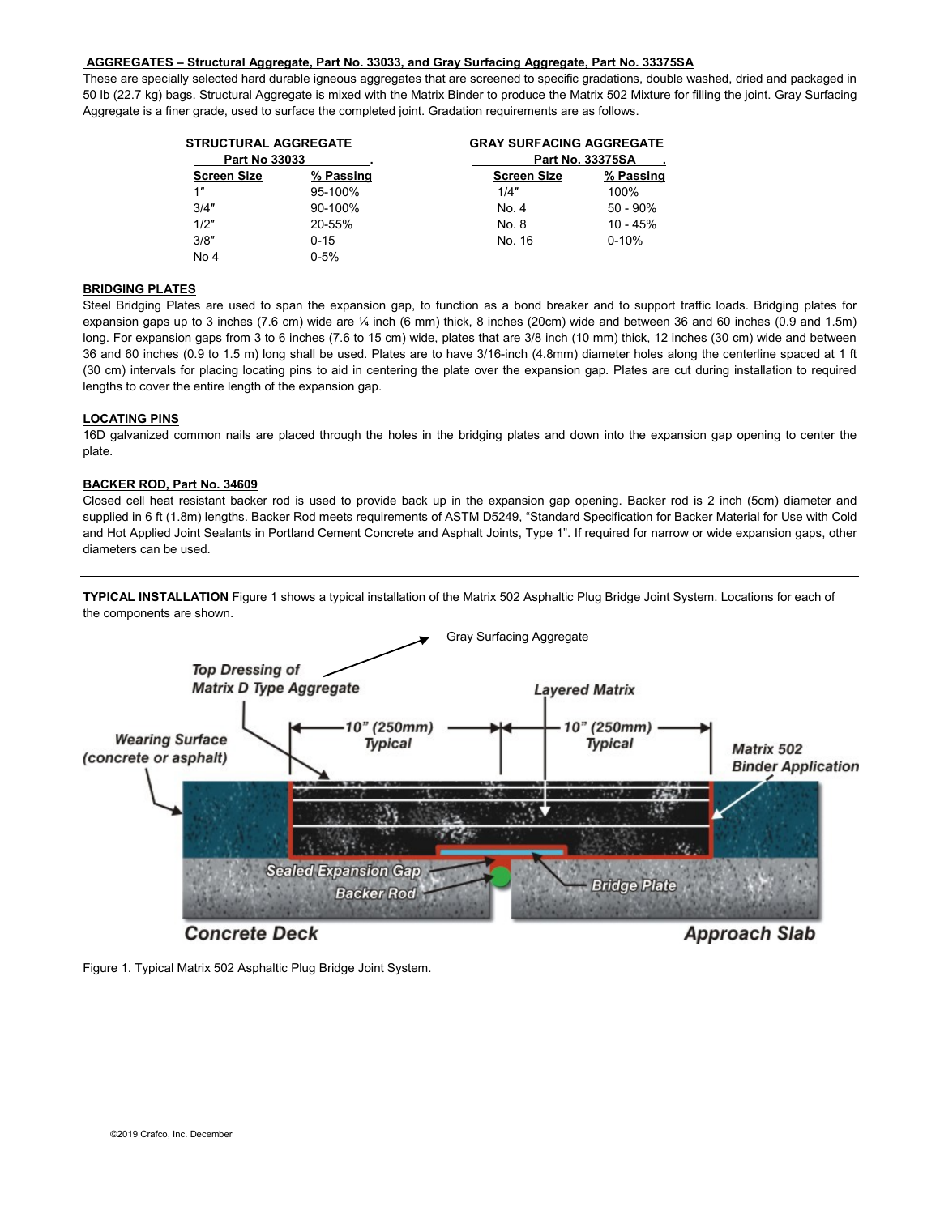**AGGREGATES – Structural Aggregate, Part No. 33033, and Gray Surfacing Aggregate, Part No. 33375SA**

These are specially selected hard durable igneous aggregates that are screened to specific gradations, double washed, dried and packaged in 50 lb (22.7 kg) bags. Structural Aggregate is mixed with the Matrix Binder to produce the Matrix 502 Mixture for filling the joint. Gray Surfacing Aggregate is a finer grade, used to surface the completed joint. Gradation requirements are as follows.

**STRUCTURAL AGGREGATE**
**Part No 33033**

| Screen Size | % Passing |
|---|---|
| 1″ | 95-100% |
| 3/4″ | 90-100% |
| 1/2″ | 20-55% |
| 3/8″ | 0-15 |
| No 4 | 0-5% |

**GRAY SURFACING AGGREGATE**
**Part No. 33375SA**

| Screen Size | % Passing |
|---|---|
| 1/4″ | 100% |
| No. 4 | 50 - 90% |
| No. 8 | 10 - 45% |
| No. 16 | 0-10% |

**BRIDGING PLATES**

Steel Bridging Plates are used to span the expansion gap, to function as a bond breaker and to support traffic loads. Bridging plates for expansion gaps up to 3 inches (7.6 cm) wide are ¼ inch (6 mm) thick, 8 inches (20cm) wide and between 36 and 60 inches (0.9 and 1.5m) long. For expansion gaps from 3 to 6 inches (7.6 to 15 cm) wide, plates that are 3/8 inch (10 mm) thick, 12 inches (30 cm) wide and between 36 and 60 inches (0.9 to 1.5 m) long shall be used. Plates are to have 3/16-inch (4.8mm) diameter holes along the centerline spaced at 1 ft (30 cm) intervals for placing locating pins to aid in centering the plate over the expansion gap. Plates are cut during installation to required lengths to cover the entire length of the expansion gap.

**LOCATING PINS**

16D galvanized common nails are placed through the holes in the bridging plates and down into the expansion gap opening to center the plate.

**BACKER ROD, Part No. 34609**

Closed cell heat resistant backer rod is used to provide back up in the expansion gap opening. Backer rod is 2 inch (5cm) diameter and supplied in 6 ft (1.8m) lengths. Backer Rod meets requirements of ASTM D5249, "Standard Specification for Backer Material for Use with Cold and Hot Applied Joint Sealants in Portland Cement Concrete and Asphalt Joints, Type 1". If required for narrow or wide expansion gaps, other diameters can be used.

---

**TYPICAL INSTALLATION** Figure 1 shows a typical installation of the Matrix 502 Asphaltic Plug Bridge Joint System. Locations for each of the components are shown.

Figure 1. Typical Matrix 502 Asphaltic Plug Bridge Joint System.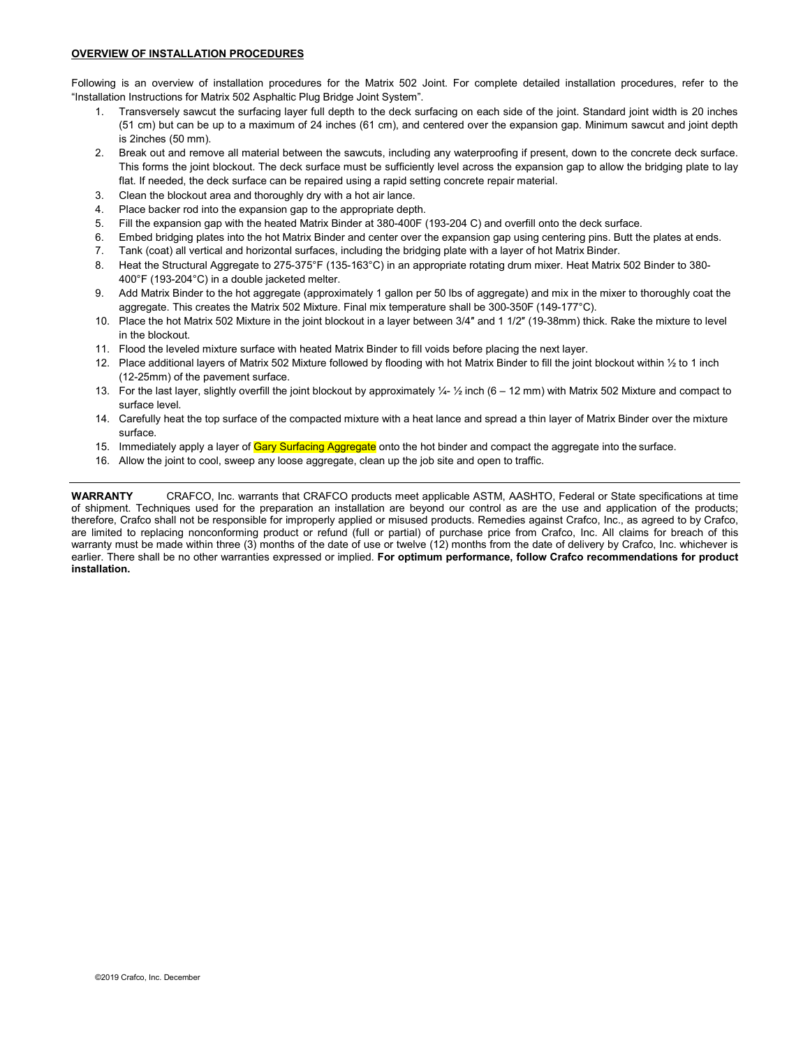**OVERVIEW OF INSTALLATION PROCEDURES**

Following is an overview of installation procedures for the Matrix 502 Joint. For complete detailed installation procedures, refer to the "Installation Instructions for Matrix 502 Asphaltic Plug Bridge Joint System".

1. Transversely sawcut the surfacing layer full depth to the deck surfacing on each side of the joint. Standard joint width is 20 inches (51 cm) but can be up to a maximum of 24 inches (61 cm), and centered over the expansion gap. Minimum sawcut and joint depth is 2inches (50 mm).
2. Break out and remove all material between the sawcuts, including any waterproofing if present, down to the concrete deck surface. This forms the joint blockout. The deck surface must be sufficiently level across the expansion gap to allow the bridging plate to lay flat. If needed, the deck surface can be repaired using a rapid setting concrete repair material.
3. Clean the blockout area and thoroughly dry with a hot air lance.
4. Place backer rod into the expansion gap to the appropriate depth.
5. Fill the expansion gap with the heated Matrix Binder at 380-400F (193-204 C) and overfill onto the deck surface.
6. Embed bridging plates into the hot Matrix Binder and center over the expansion gap using centering pins. Butt the plates at ends.
7. Tank (coat) all vertical and horizontal surfaces, including the bridging plate with a layer of hot Matrix Binder.
8. Heat the Structural Aggregate to 275-375°F (135-163°C) in an appropriate rotating drum mixer. Heat Matrix 502 Binder to 380-400°F (193-204°C) in a double jacketed melter.
9. Add Matrix Binder to the hot aggregate (approximately 1 gallon per 50 lbs of aggregate) and mix in the mixer to thoroughly coat the aggregate. This creates the Matrix 502 Mixture. Final mix temperature shall be 300-350F (149-177°C).
10. Place the hot Matrix 502 Mixture in the joint blockout in a layer between 3/4″ and 1 1/2″ (19-38mm) thick. Rake the mixture to level in the blockout.
11. Flood the leveled mixture surface with heated Matrix Binder to fill voids before placing the next layer.
12. Place additional layers of Matrix 502 Mixture followed by flooding with hot Matrix Binder to fill the joint blockout within ½ to 1 inch (12-25mm) of the pavement surface.
13. For the last layer, slightly overfill the joint blockout by approximately ¼- ½ inch (6 – 12 mm) with Matrix 502 Mixture and compact to surface level.
14. Carefully heat the top surface of the compacted mixture with a heat lance and spread a thin layer of Matrix Binder over the mixture surface.
15. Immediately apply a layer of Gary Surfacing Aggregate onto the hot binder and compact the aggregate into the surface.
16. Allow the joint to cool, sweep any loose aggregate, clean up the job site and open to traffic.

---

**WARRANTY** CRAFCO, Inc. warrants that CRAFCO products meet applicable ASTM, AASHTO, Federal or State specifications at time of shipment. Techniques used for the preparation an installation are beyond our control as are the use and application of the products; therefore, Crafco shall not be responsible for improperly applied or misused products. Remedies against Crafco, Inc., as agreed to by Crafco, are limited to replacing nonconforming product or refund (full or partial) of purchase price from Crafco, Inc. All claims for breach of this warranty must be made within three (3) months of the date of use or twelve (12) months from the date of delivery by Crafco, Inc. whichever is earlier. There shall be no other warranties expressed or implied. **For optimum performance, follow Crafco recommendations for product installation.**

©2019 Crafco, Inc. December